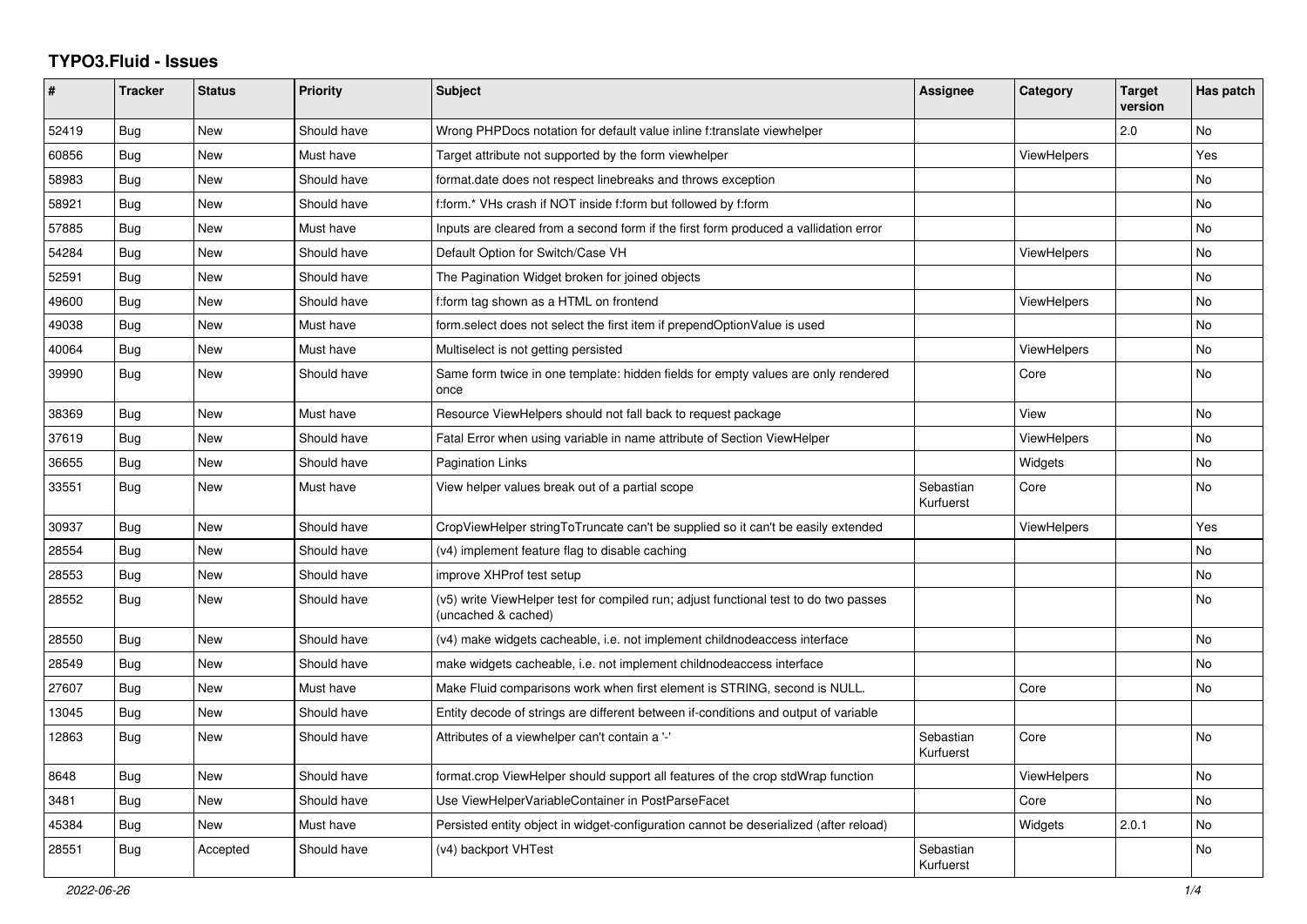# TYPO3.Fluid - Issues

| # | Tracker | Status | Priority | Subject | Assignee | Category | Target version | Has patch |
|---|---|---|---|---|---|---|---|---|
| 52419 | Bug | New | Should have | Wrong PHPDocs notation for default value inline f:translate viewhelper | | | 2.0 | No |
| 60856 | Bug | New | Must have | Target attribute not supported by the form viewhelper | | ViewHelpers | | Yes |
| 58983 | Bug | New | Should have | format.date does not respect linebreaks and throws exception | | | | No |
| 58921 | Bug | New | Should have | f:form.* VHs crash if NOT inside f:form but followed by f:form | | | | No |
| 57885 | Bug | New | Must have | Inputs are cleared from a second form if the first form produced a vallidation error | | | | No |
| 54284 | Bug | New | Should have | Default Option for Switch/Case VH | | ViewHelpers | | No |
| 52591 | Bug | New | Should have | The Pagination Widget broken for joined objects | | | | No |
| 49600 | Bug | New | Should have | f:form tag shown as a HTML on frontend | | ViewHelpers | | No |
| 49038 | Bug | New | Must have | form.select does not select the first item if prependOptionValue is used | | | | No |
| 40064 | Bug | New | Must have | Multiselect is not getting persisted | | ViewHelpers | | No |
| 39990 | Bug | New | Should have | Same form twice in one template: hidden fields for empty values are only rendered once | | Core | | No |
| 38369 | Bug | New | Must have | Resource ViewHelpers should not fall back to request package | | View | | No |
| 37619 | Bug | New | Should have | Fatal Error when using variable in name attribute of Section ViewHelper | | ViewHelpers | | No |
| 36655 | Bug | New | Should have | Pagination Links | | Widgets | | No |
| 33551 | Bug | New | Must have | View helper values break out of a partial scope | Sebastian Kurfuerst | Core | | No |
| 30937 | Bug | New | Should have | CropViewHelper stringToTruncate can't be supplied so it can't be easily extended | | ViewHelpers | | Yes |
| 28554 | Bug | New | Should have | (v4) implement feature flag to disable caching | | | | No |
| 28553 | Bug | New | Should have | improve XHProf test setup | | | | No |
| 28552 | Bug | New | Should have | (v5) write ViewHelper test for compiled run; adjust functional test to do two passes (uncached & cached) | | | | No |
| 28550 | Bug | New | Should have | (v4) make widgets cacheable, i.e. not implement childnodeaccess interface | | | | No |
| 28549 | Bug | New | Should have | make widgets cacheable, i.e. not implement childnodeaccess interface | | | | No |
| 27607 | Bug | New | Must have | Make Fluid comparisons work when first element is STRING, second is NULL. | | Core | | No |
| 13045 | Bug | New | Should have | Entity decode of strings are different between if-conditions and output of variable | | | | |
| 12863 | Bug | New | Should have | Attributes of a viewhelper can't contain a '-' | Sebastian Kurfuerst | Core | | No |
| 8648 | Bug | New | Should have | format.crop ViewHelper should support all features of the crop stdWrap function | | ViewHelpers | | No |
| 3481 | Bug | New | Should have | Use ViewHelperVariableContainer in PostParseFacet | | Core | | No |
| 45384 | Bug | New | Must have | Persisted entity object in widget-configuration cannot be deserialized (after reload) | | Widgets | 2.0.1 | No |
| 28551 | Bug | Accepted | Should have | (v4) backport VHTest | Sebastian Kurfuerst | | | No |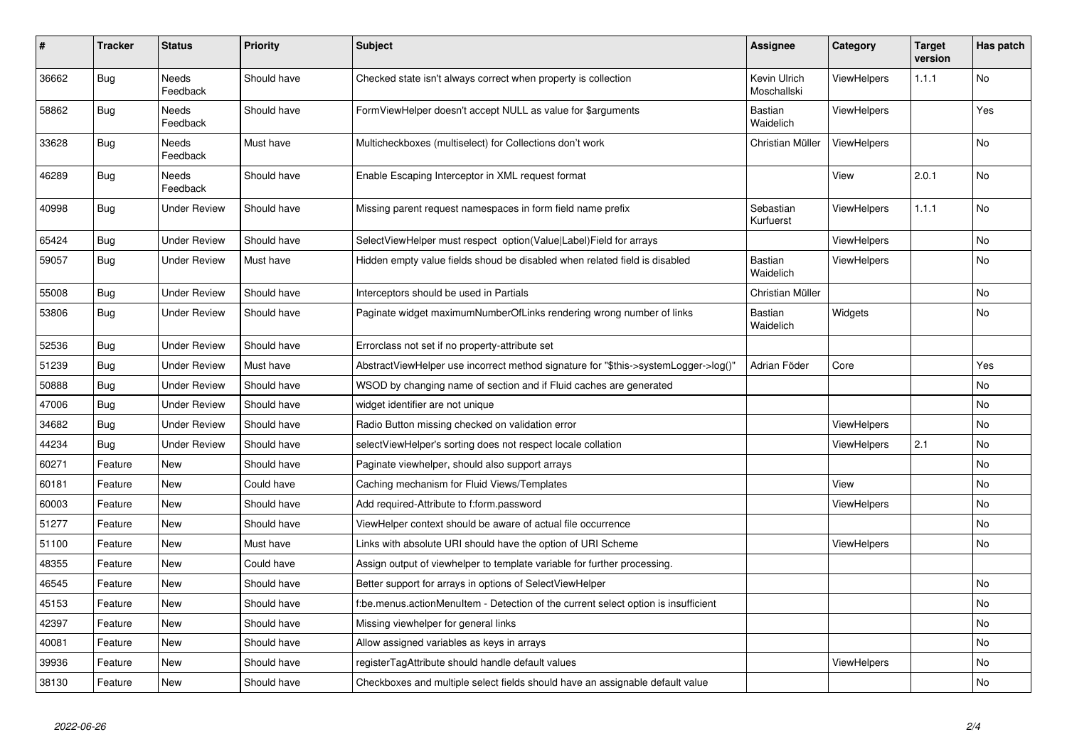| # | Tracker | Status | Priority | Subject | Assignee | Category | Target version | Has patch |
|---|---|---|---|---|---|---|---|---|
| 36662 | Bug | Needs Feedback | Should have | Checked state isn't always correct when property is collection | Kevin Ulrich Moschallski | ViewHelpers | 1.1.1 | No |
| 58862 | Bug | Needs Feedback | Should have | FormViewHelper doesn't accept NULL as value for $arguments | Bastian Waidelich | ViewHelpers | | Yes |
| 33628 | Bug | Needs Feedback | Must have | Multicheckboxes (multiselect) for Collections don't work | Christian Müller | ViewHelpers | | No |
| 46289 | Bug | Needs Feedback | Should have | Enable Escaping Interceptor in XML request format | | View | 2.0.1 | No |
| 40998 | Bug | Under Review | Should have | Missing parent request namespaces in form field name prefix | Sebastian Kurfuerst | ViewHelpers | 1.1.1 | No |
| 65424 | Bug | Under Review | Should have | SelectViewHelper must respect option(Value\|Label)Field for arrays | | ViewHelpers | | No |
| 59057 | Bug | Under Review | Must have | Hidden empty value fields shoud be disabled when related field is disabled | Bastian Waidelich | ViewHelpers | | No |
| 55008 | Bug | Under Review | Should have | Interceptors should be used in Partials | Christian Müller | | | No |
| 53806 | Bug | Under Review | Should have | Paginate widget maximumNumberOfLinks rendering wrong number of links | Bastian Waidelich | Widgets | | No |
| 52536 | Bug | Under Review | Should have | Errorclass not set if no property-attribute set | | | | |
| 51239 | Bug | Under Review | Must have | AbstractViewHelper use incorrect method signature for "$this->systemLogger->log()" | Adrian Föder | Core | | Yes |
| 50888 | Bug | Under Review | Should have | WSOD by changing name of section and if Fluid caches are generated | | | | No |
| 47006 | Bug | Under Review | Should have | widget identifier are not unique | | | | No |
| 34682 | Bug | Under Review | Should have | Radio Button missing checked on validation error | | ViewHelpers | | No |
| 44234 | Bug | Under Review | Should have | selectViewHelper's sorting does not respect locale collation | | ViewHelpers | 2.1 | No |
| 60271 | Feature | New | Should have | Paginate viewhelper, should also support arrays | | | | No |
| 60181 | Feature | New | Could have | Caching mechanism for Fluid Views/Templates | | View | | No |
| 60003 | Feature | New | Should have | Add required-Attribute to f:form.password | | ViewHelpers | | No |
| 51277 | Feature | New | Should have | ViewHelper context should be aware of actual file occurrence | | | | No |
| 51100 | Feature | New | Must have | Links with absolute URI should have the option of URI Scheme | | ViewHelpers | | No |
| 48355 | Feature | New | Could have | Assign output of viewhelper to template variable for further processing. | | | | |
| 46545 | Feature | New | Should have | Better support for arrays in options of SelectViewHelper | | | | No |
| 45153 | Feature | New | Should have | f:be.menus.actionMenuItem - Detection of the current select option is insufficient | | | | No |
| 42397 | Feature | New | Should have | Missing viewhelper for general links | | | | No |
| 40081 | Feature | New | Should have | Allow assigned variables as keys in arrays | | | | No |
| 39936 | Feature | New | Should have | registerTagAttribute should handle default values | | ViewHelpers | | No |
| 38130 | Feature | New | Should have | Checkboxes and multiple select fields should have an assignable default value | | | | No |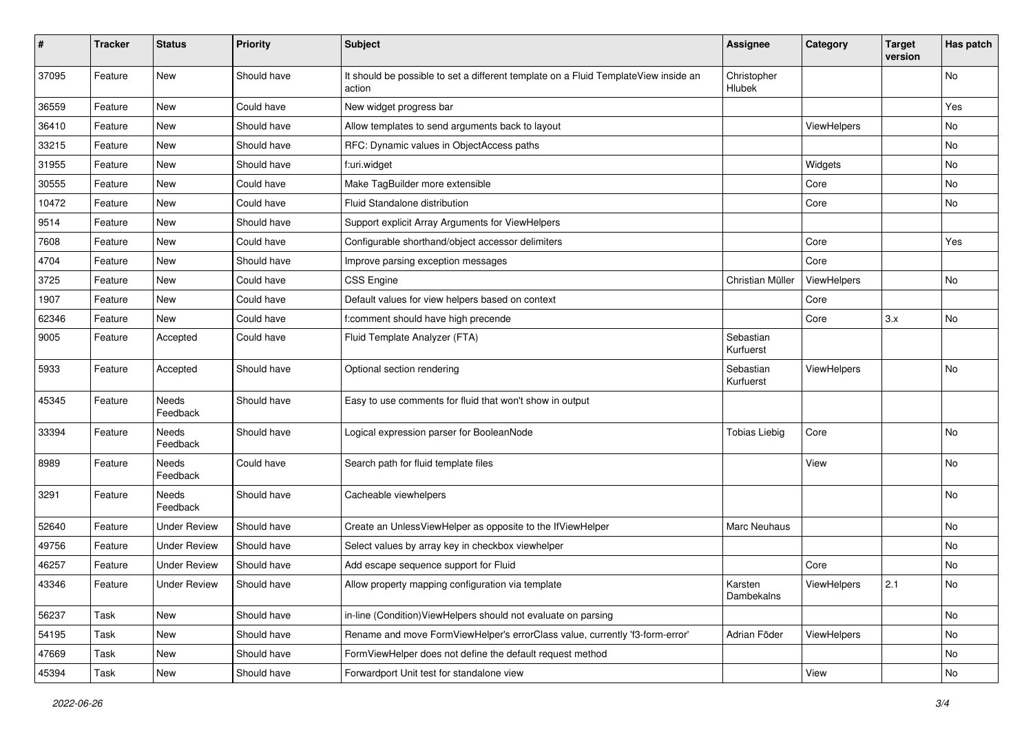| # | Tracker | Status | Priority | Subject | Assignee | Category | Target version | Has patch |
|---|---|---|---|---|---|---|---|---|
| 37095 | Feature | New | Should have | It should be possible to set a different template on a Fluid TemplateView inside an action | Christopher Hlubek | | | No |
| 36559 | Feature | New | Could have | New widget progress bar | | | | Yes |
| 36410 | Feature | New | Should have | Allow templates to send arguments back to layout | | ViewHelpers | | No |
| 33215 | Feature | New | Should have | RFC: Dynamic values in ObjectAccess paths | | | | No |
| 31955 | Feature | New | Should have | f:uri.widget | | Widgets | | No |
| 30555 | Feature | New | Could have | Make TagBuilder more extensible | | Core | | No |
| 10472 | Feature | New | Could have | Fluid Standalone distribution | | Core | | No |
| 9514 | Feature | New | Should have | Support explicit Array Arguments for ViewHelpers | | | | |
| 7608 | Feature | New | Could have | Configurable shorthand/object accessor delimiters | | Core | | Yes |
| 4704 | Feature | New | Should have | Improve parsing exception messages | | Core | | |
| 3725 | Feature | New | Could have | CSS Engine | Christian Müller | ViewHelpers | | No |
| 1907 | Feature | New | Could have | Default values for view helpers based on context | | Core | | |
| 62346 | Feature | New | Could have | f:comment should have high precende | | Core | 3.x | No |
| 9005 | Feature | Accepted | Could have | Fluid Template Analyzer (FTA) | Sebastian Kurfuerst | | | |
| 5933 | Feature | Accepted | Should have | Optional section rendering | Sebastian Kurfuerst | ViewHelpers | | No |
| 45345 | Feature | Needs Feedback | Should have | Easy to use comments for fluid that won't show in output | | | | |
| 33394 | Feature | Needs Feedback | Should have | Logical expression parser for BooleanNode | Tobias Liebig | Core | | No |
| 8989 | Feature | Needs Feedback | Could have | Search path for fluid template files | | View | | No |
| 3291 | Feature | Needs Feedback | Should have | Cacheable viewhelpers | | | | No |
| 52640 | Feature | Under Review | Should have | Create an UnlessViewHelper as opposite to the IfViewHelper | Marc Neuhaus | | | No |
| 49756 | Feature | Under Review | Should have | Select values by array key in checkbox viewhelper | | | | No |
| 46257 | Feature | Under Review | Should have | Add escape sequence support for Fluid | | Core | | No |
| 43346 | Feature | Under Review | Should have | Allow property mapping configuration via template | Karsten Dambekalns | ViewHelpers | 2.1 | No |
| 56237 | Task | New | Should have | in-line (Condition)ViewHelpers should not evaluate on parsing | | | | No |
| 54195 | Task | New | Should have | Rename and move FormViewHelper's errorClass value, currently 'f3-form-error' | Adrian Föder | ViewHelpers | | No |
| 47669 | Task | New | Should have | FormViewHelper does not define the default request method | | | | No |
| 45394 | Task | New | Should have | Forwardport Unit test for standalone view | | View | | No |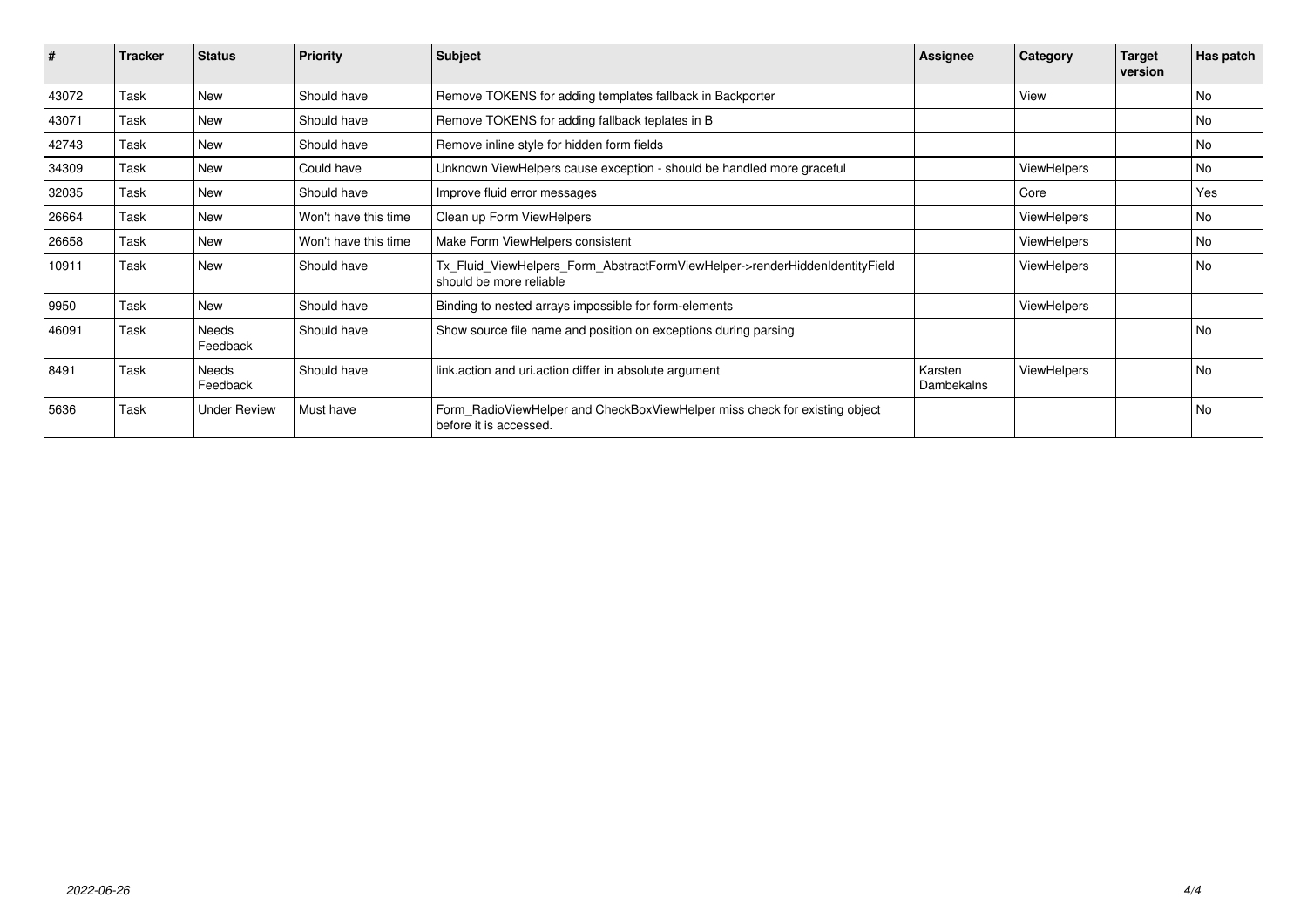| # | Tracker | Status | Priority | Subject | Assignee | Category | Target version | Has patch |
|---|---|---|---|---|---|---|---|---|
| 43072 | Task | New | Should have | Remove TOKENS for adding templates fallback in Backporter | | View | | No |
| 43071 | Task | New | Should have | Remove TOKENS for adding fallback teplates in B | | | | No |
| 42743 | Task | New | Should have | Remove inline style for hidden form fields | | | | No |
| 34309 | Task | New | Could have | Unknown ViewHelpers cause exception - should be handled more graceful | | ViewHelpers | | No |
| 32035 | Task | New | Should have | Improve fluid error messages | | Core | | Yes |
| 26664 | Task | New | Won't have this time | Clean up Form ViewHelpers | | ViewHelpers | | No |
| 26658 | Task | New | Won't have this time | Make Form ViewHelpers consistent | | ViewHelpers | | No |
| 10911 | Task | New | Should have | Tx_Fluid_ViewHelpers_Form_AbstractFormViewHelper->renderHiddenIdentityField should be more reliable | | ViewHelpers | | No |
| 9950 | Task | New | Should have | Binding to nested arrays impossible for form-elements | | ViewHelpers | | |
| 46091 | Task | Needs Feedback | Should have | Show source file name and position on exceptions during parsing | | | | No |
| 8491 | Task | Needs Feedback | Should have | link.action and uri.action differ in absolute argument | Karsten Dambekalns | ViewHelpers | | No |
| 5636 | Task | Under Review | Must have | Form_RadioViewHelper and CheckBoxViewHelper miss check for existing object before it is accessed. | | | | No |

*2022-06-26*